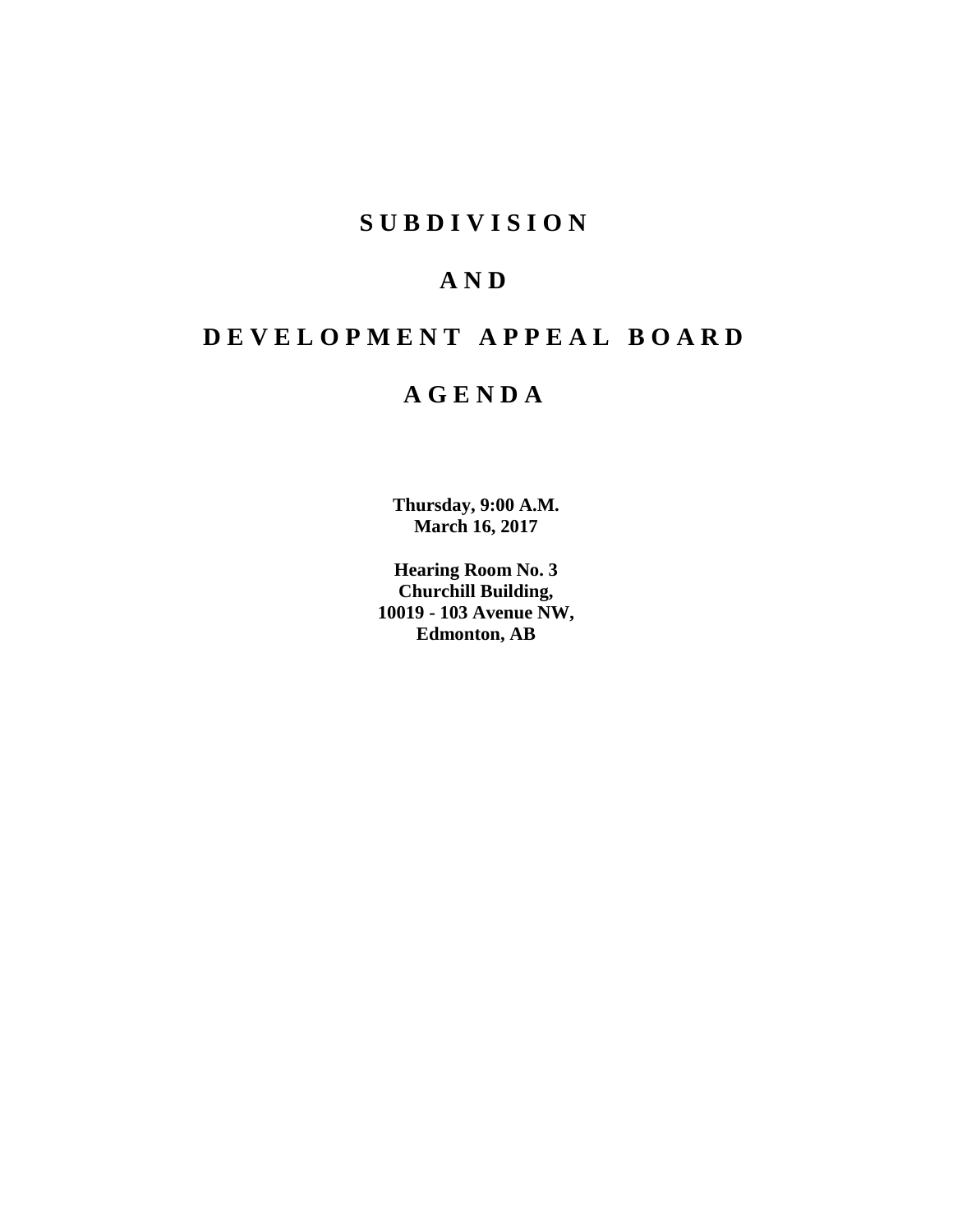# SUBDIVISION

# AND

# DEVELOPMENT APPEAL BOARD

# AGENDA

**Thursday, 9:00 A.M.**
**March 16, 2017**

**Hearing Room No. 3**
**Churchill Building,**
**10019 - 103 Avenue NW,**
**Edmonton, AB**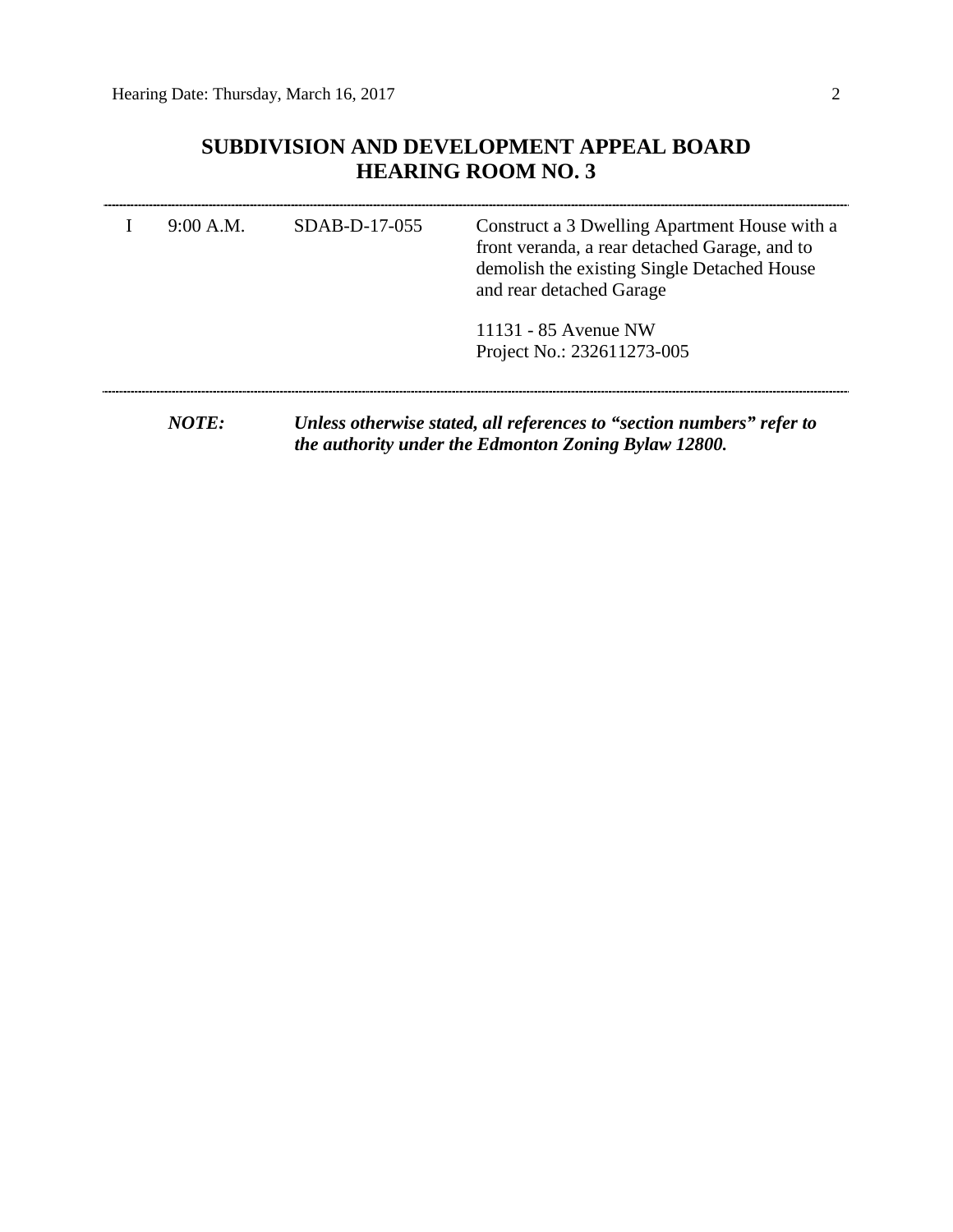## SUBDIVISION AND DEVELOPMENT APPEAL BOARD
## HEARING ROOM NO. 3

---

| | | | |
|---|---|---|---|
| I | 9:00 A.M. | SDAB-D-17-055 | Construct a 3 Dwelling Apartment House with a front veranda, a rear detached Garage, and to demolish the existing Single Detached House and rear detached Garage<br><br>11131 - 85 Avenue NW<br>Project No.: 232611273-005 |

---

***NOTE:*** ***Unless otherwise stated, all references to "section numbers" refer to the authority under the Edmonton Zoning Bylaw 12800.***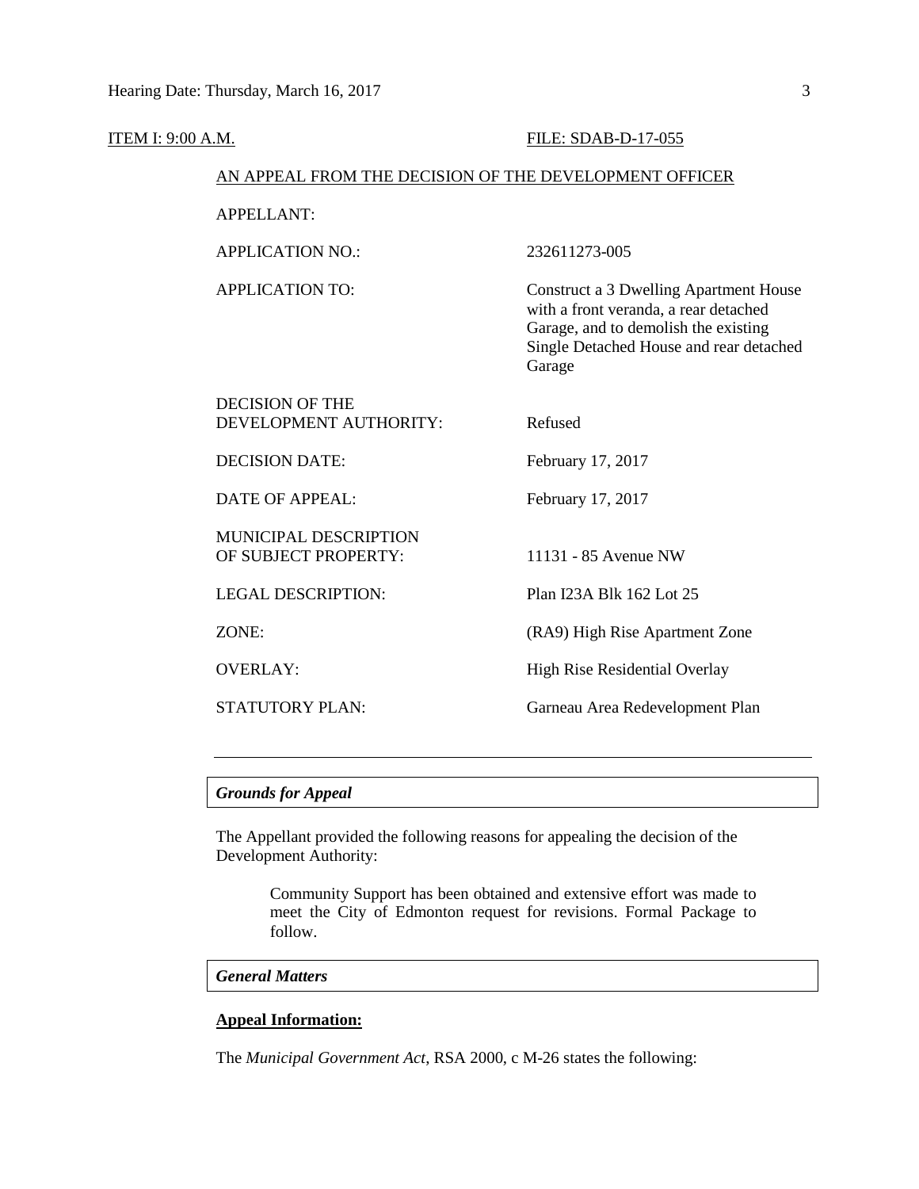ITEM I: 9:00 A.M. FILE: SDAB-D-17-055

AN APPEAL FROM THE DECISION OF THE DEVELOPMENT OFFICER

| | |
|---|---|
| APPELLANT: | |
| APPLICATION NO.: | 232611273-005 |
| APPLICATION TO: | Construct a 3 Dwelling Apartment House with a front veranda, a rear detached Garage, and to demolish the existing Single Detached House and rear detached Garage |
| DECISION OF THE DEVELOPMENT AUTHORITY: | Refused |
| DECISION DATE: | February 17, 2017 |
| DATE OF APPEAL: | February 17, 2017 |
| MUNICIPAL DESCRIPTION OF SUBJECT PROPERTY: | 11131 - 85 Avenue NW |
| LEGAL DESCRIPTION: | Plan I23A Blk 162 Lot 25 |
| ZONE: | (RA9) High Rise Apartment Zone |
| OVERLAY: | High Rise Residential Overlay |
| STATUTORY PLAN: | Garneau Area Redevelopment Plan |

---

***Grounds for Appeal***

The Appellant provided the following reasons for appealing the decision of the Development Authority:

> Community Support has been obtained and extensive effort was made to meet the City of Edmonton request for revisions. Formal Package to follow.

***General Matters***

**Appeal Information:**

The *Municipal Government Act*, RSA 2000, c M-26 states the following: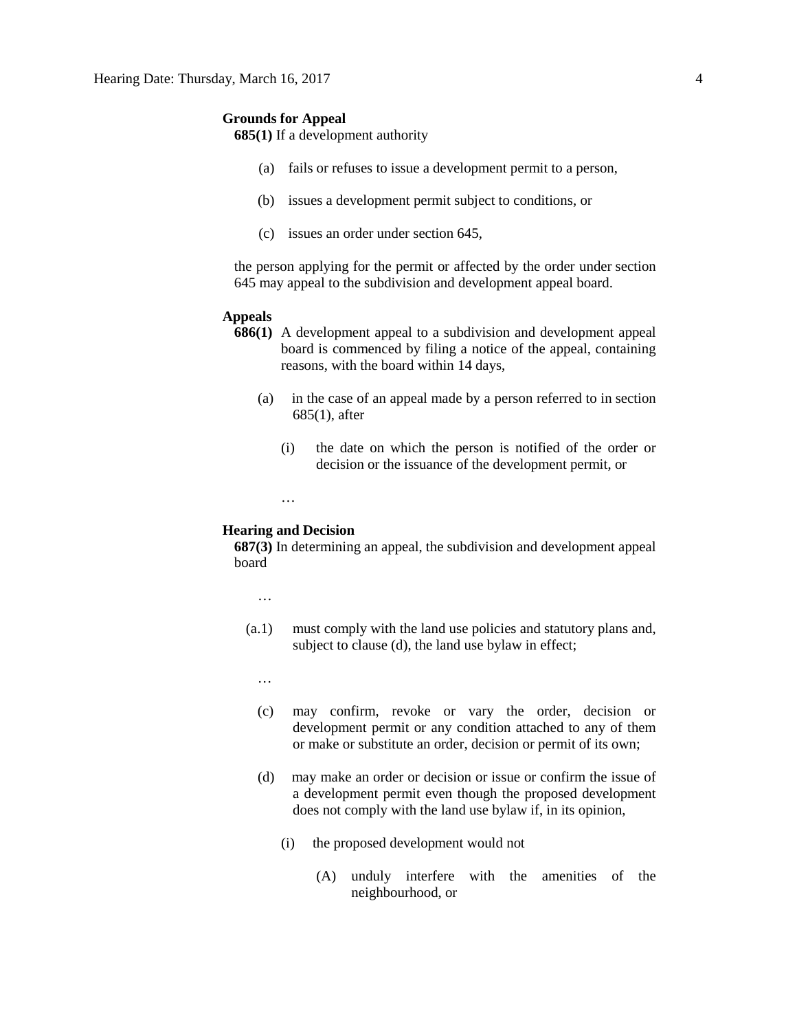**Grounds for Appeal**

**685(1)** If a development authority

(a) fails or refuses to issue a development permit to a person,

(b) issues a development permit subject to conditions, or

(c) issues an order under section 645,

the person applying for the permit or affected by the order under section 645 may appeal to the subdivision and development appeal board.

**Appeals**

**686(1)** A development appeal to a subdivision and development appeal board is commenced by filing a notice of the appeal, containing reasons, with the board within 14 days,

(a) in the case of an appeal made by a person referred to in section 685(1), after

(i) the date on which the person is notified of the order or decision or the issuance of the development permit, or

…

**Hearing and Decision**

**687(3)** In determining an appeal, the subdivision and development appeal board

…

(a.1) must comply with the land use policies and statutory plans and, subject to clause (d), the land use bylaw in effect;

…

(c) may confirm, revoke or vary the order, decision or development permit or any condition attached to any of them or make or substitute an order, decision or permit of its own;

(d) may make an order or decision or issue or confirm the issue of a development permit even though the proposed development does not comply with the land use bylaw if, in its opinion,

(i) the proposed development would not

(A) unduly interfere with the amenities of the neighbourhood, or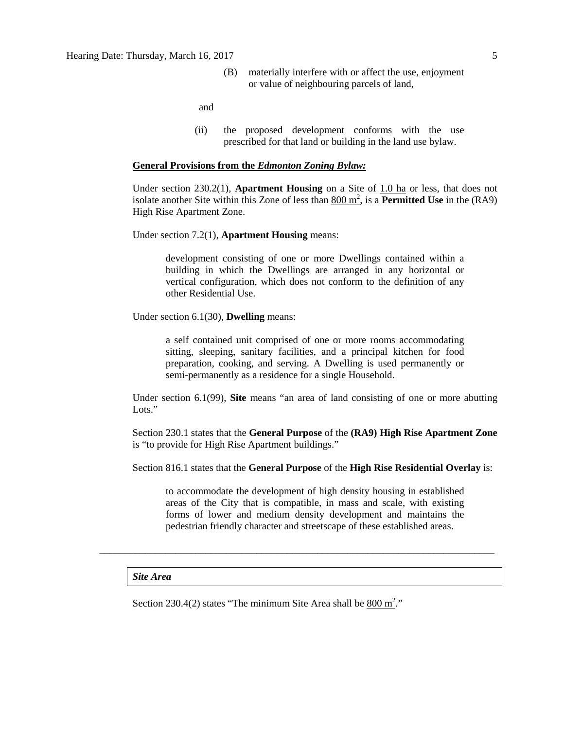(B) materially interfere with or affect the use, enjoyment or value of neighbouring parcels of land,

and

(ii) the proposed development conforms with the use prescribed for that land or building in the land use bylaw.

**General Provisions from the *Edmonton Zoning Bylaw:***

Under section 230.2(1), **Apartment Housing** on a Site of 1.0 ha or less, that does not isolate another Site within this Zone of less than 800 $m^2$, is a **Permitted Use** in the (RA9) High Rise Apartment Zone.

Under section 7.2(1), **Apartment Housing** means:

> development consisting of one or more Dwellings contained within a building in which the Dwellings are arranged in any horizontal or vertical configuration, which does not conform to the definition of any other Residential Use.

Under section 6.1(30), **Dwelling** means:

> a self contained unit comprised of one or more rooms accommodating sitting, sleeping, sanitary facilities, and a principal kitchen for food preparation, cooking, and serving. A Dwelling is used permanently or semi-permanently as a residence for a single Household.

Under section 6.1(99), **Site** means "an area of land consisting of one or more abutting Lots."

Section 230.1 states that the **General Purpose** of the **(RA9) High Rise Apartment Zone** is "to provide for High Rise Apartment buildings."

Section 816.1 states that the **General Purpose** of the **High Rise Residential Overlay** is:

> to accommodate the development of high density housing in established areas of the City that is compatible, in mass and scale, with existing forms of lower and medium density development and maintains the pedestrian friendly character and streetscape of these established areas.

---

***Site Area***

Section 230.4(2) states "The minimum Site Area shall be 800 $m^2$."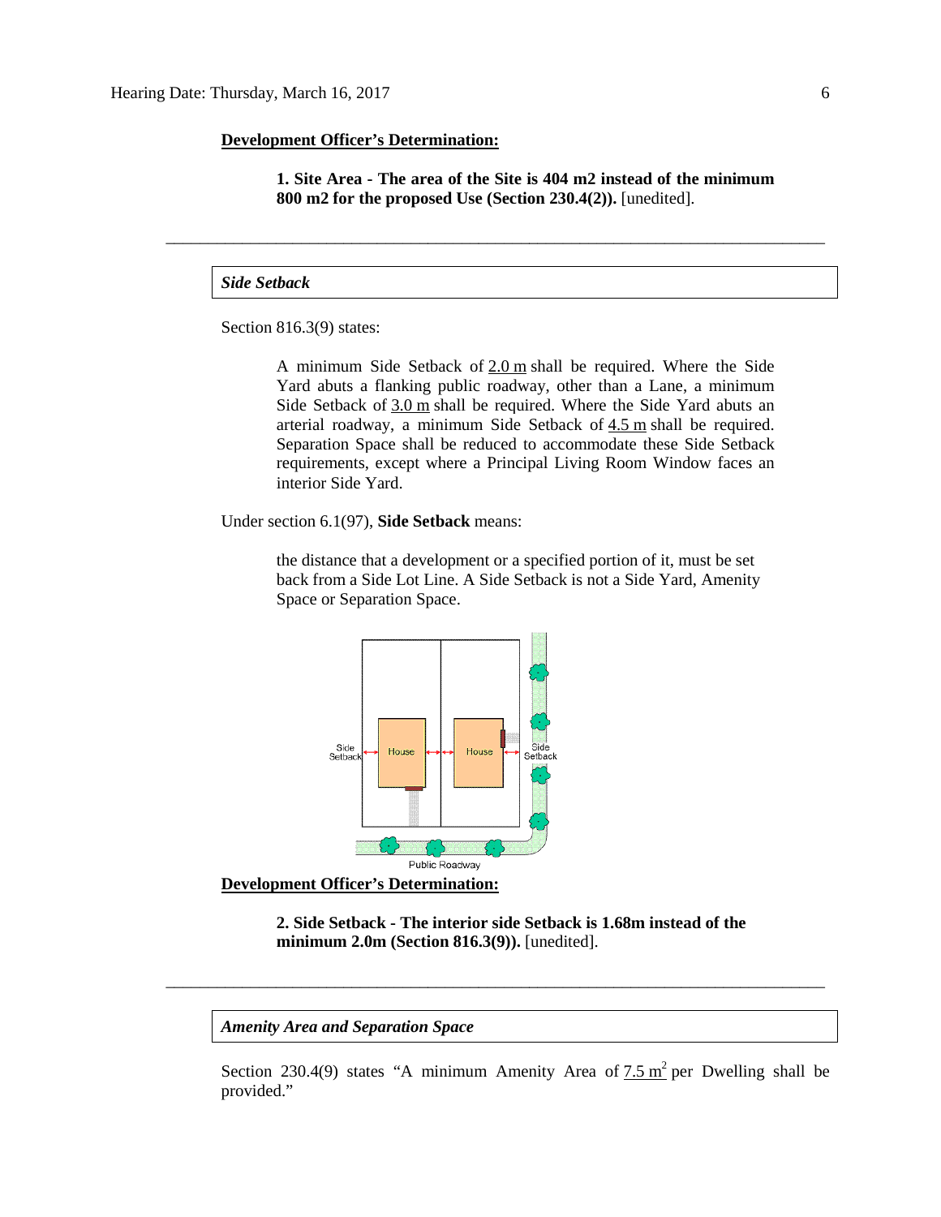**Development Officer's Determination:**

> **1. Site Area - The area of the Site is 404 m2 instead of the minimum 800 m2 for the proposed Use (Section 230.4(2)).** [unedited].

---

***Side Setback***

Section 816.3(9) states:

> A minimum Side Setback of 2.0 m shall be required. Where the Side Yard abuts a flanking public roadway, other than a Lane, a minimum Side Setback of 3.0 m shall be required. Where the Side Yard abuts an arterial roadway, a minimum Side Setback of 4.5 m shall be required. Separation Space shall be reduced to accommodate these Side Setback requirements, except where a Principal Living Room Window faces an interior Side Yard.

Under section 6.1(97), **Side Setback** means:

> the distance that a development or a specified portion of it, must be set back from a Side Lot Line. A Side Setback is not a Side Yard, Amenity Space or Separation Space.

**Development Officer's Determination:**

> **2. Side Setback - The interior side Setback is 1.68m instead of the minimum 2.0m (Section 816.3(9)).** [unedited].

---

***Amenity Area and Separation Space***

Section 230.4(9) states "A minimum Amenity Area of 7.5 $m^2$ per Dwelling shall be provided."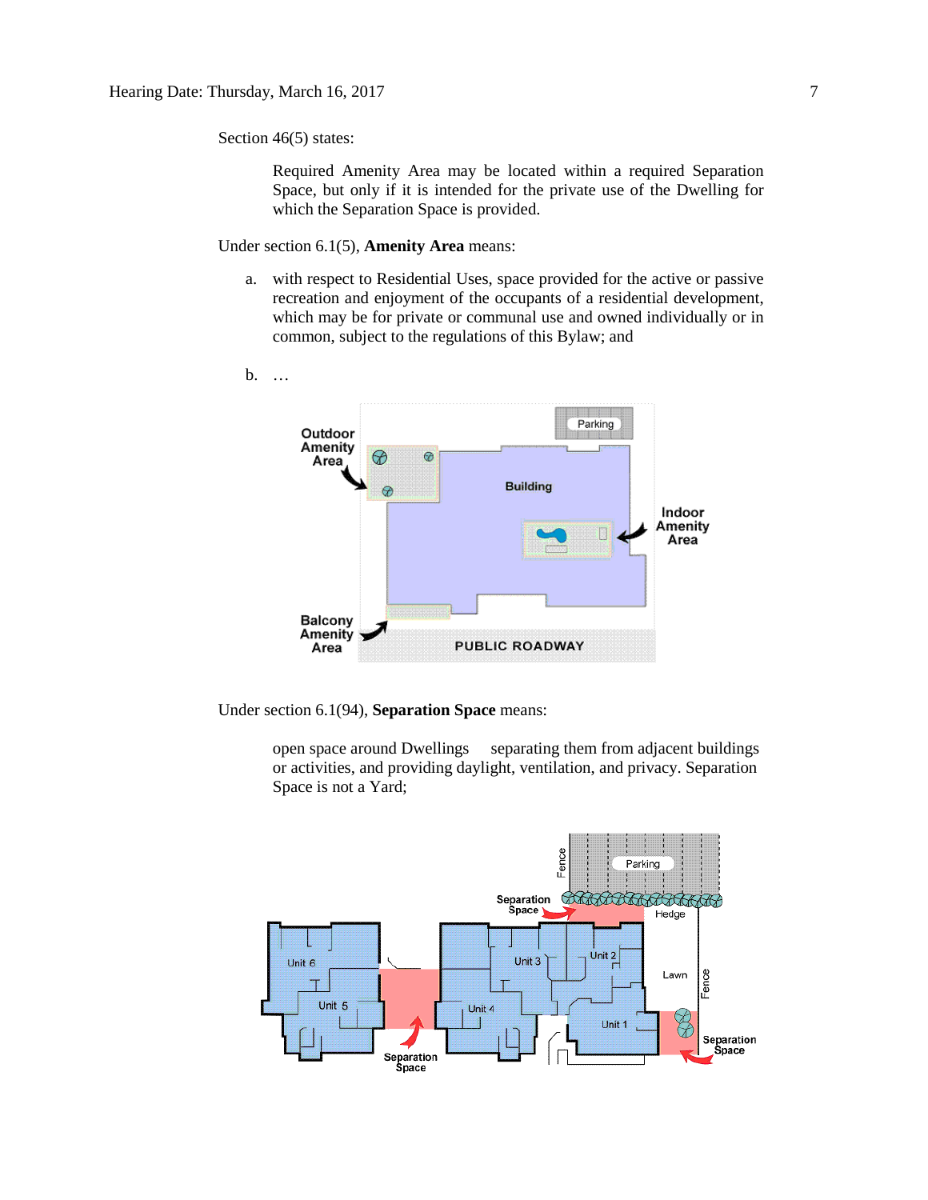Section 46(5) states:

> Required Amenity Area may be located within a required Separation Space, but only if it is intended for the private use of the Dwelling for which the Separation Space is provided.

Under section 6.1(5), **Amenity Area** means:

> a. with respect to Residential Uses, space provided for the active or passive recreation and enjoyment of the occupants of a residential development, which may be for private or communal use and owned individually or in common, subject to the regulations of this Bylaw; and
>
> b. …

Under section 6.1(94), **Separation Space** means:

> open space around Dwellings separating them from adjacent buildings or activities, and providing daylight, ventilation, and privacy. Separation Space is not a Yard;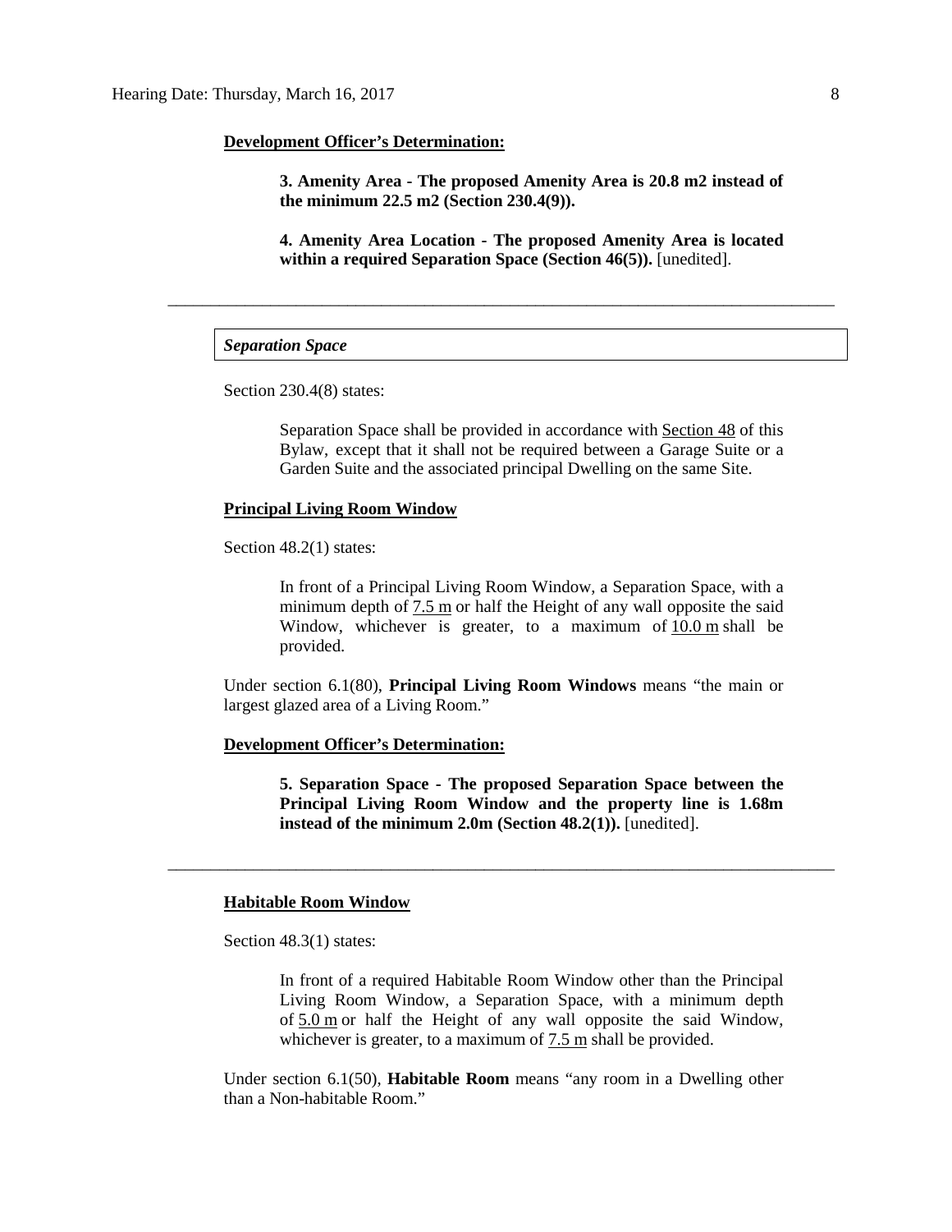**Development Officer's Determination:**

> **3. Amenity Area - The proposed Amenity Area is 20.8 m2 instead of the minimum 22.5 m2 (Section 230.4(9)).**
>
> **4. Amenity Area Location - The proposed Amenity Area is located within a required Separation Space (Section 46(5)).** [unedited].

---

***Separation Space***

Section 230.4(8) states:

> Separation Space shall be provided in accordance with Section 48 of this Bylaw, except that it shall not be required between a Garage Suite or a Garden Suite and the associated principal Dwelling on the same Site.

**Principal Living Room Window**

Section 48.2(1) states:

> In front of a Principal Living Room Window, a Separation Space, with a minimum depth of 7.5 m or half the Height of any wall opposite the said Window, whichever is greater, to a maximum of 10.0 m shall be provided.

Under section 6.1(80), **Principal Living Room Windows** means "the main or largest glazed area of a Living Room."

**Development Officer's Determination:**

> **5. Separation Space - The proposed Separation Space between the Principal Living Room Window and the property line is 1.68m instead of the minimum 2.0m (Section 48.2(1)).** [unedited].

---

**Habitable Room Window**

Section 48.3(1) states:

> In front of a required Habitable Room Window other than the Principal Living Room Window, a Separation Space, with a minimum depth of 5.0 m or half the Height of any wall opposite the said Window, whichever is greater, to a maximum of 7.5 m shall be provided.

Under section 6.1(50), **Habitable Room** means "any room in a Dwelling other than a Non-habitable Room."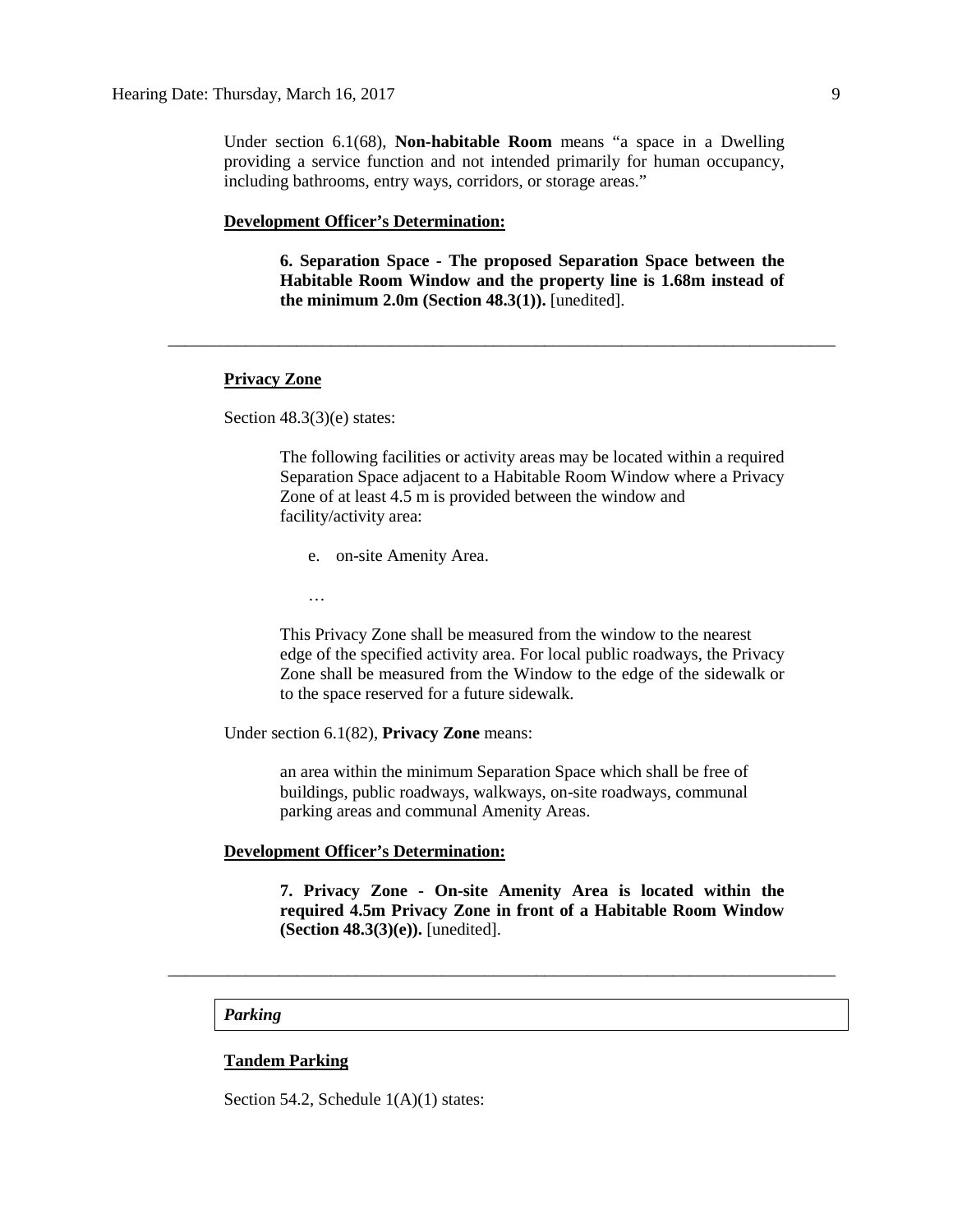Under section 6.1(68), **Non-habitable Room** means "a space in a Dwelling providing a service function and not intended primarily for human occupancy, including bathrooms, entry ways, corridors, or storage areas."

**Development Officer's Determination:**

> **6. Separation Space - The proposed Separation Space between the Habitable Room Window and the property line is 1.68m instead of the minimum 2.0m (Section 48.3(1)).** [unedited].

---

**Privacy Zone**

Section 48.3(3)(e) states:

> The following facilities or activity areas may be located within a required Separation Space adjacent to a Habitable Room Window where a Privacy Zone of at least 4.5 m is provided between the window and facility/activity area:
>
> e. on-site Amenity Area.
>
> …
>
> This Privacy Zone shall be measured from the window to the nearest edge of the specified activity area. For local public roadways, the Privacy Zone shall be measured from the Window to the edge of the sidewalk or to the space reserved for a future sidewalk.

Under section 6.1(82), **Privacy Zone** means:

> an area within the minimum Separation Space which shall be free of buildings, public roadways, walkways, on-site roadways, communal parking areas and communal Amenity Areas.

**Development Officer's Determination:**

> **7. Privacy Zone - On-site Amenity Area is located within the required 4.5m Privacy Zone in front of a Habitable Room Window (Section 48.3(3)(e)).** [unedited].

---

***Parking***

**Tandem Parking**

Section 54.2, Schedule 1(A)(1) states: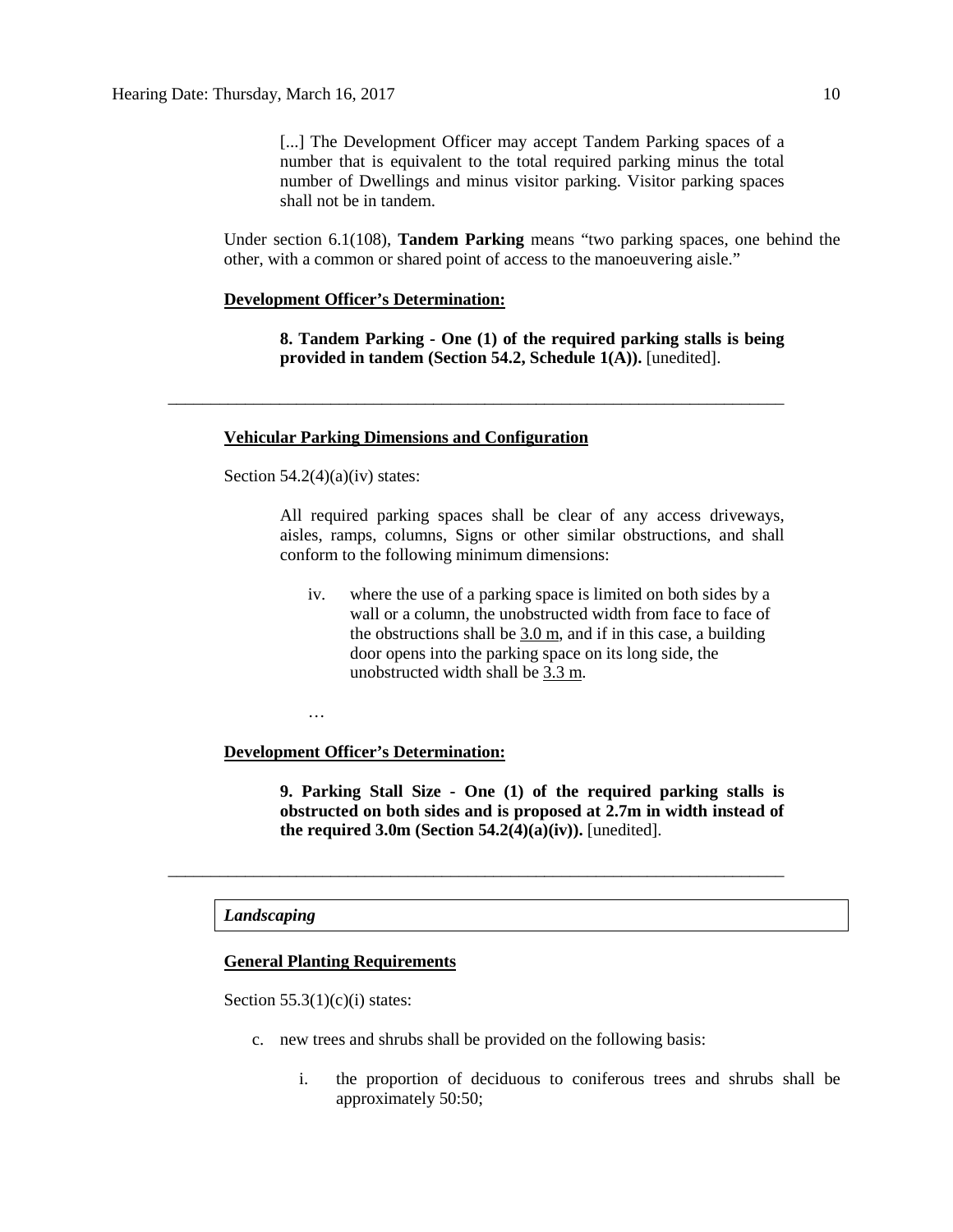> [...] The Development Officer may accept Tandem Parking spaces of a number that is equivalent to the total required parking minus the total number of Dwellings and minus visitor parking. Visitor parking spaces shall not be in tandem.

Under section 6.1(108), **Tandem Parking** means "two parking spaces, one behind the other, with a common or shared point of access to the manoeuvering aisle."

**Development Officer's Determination:**

> **8. Tandem Parking - One (1) of the required parking stalls is being provided in tandem (Section 54.2, Schedule 1(A)).** [unedited].

---

**Vehicular Parking Dimensions and Configuration**

Section 54.2(4)(a)(iv) states:

> All required parking spaces shall be clear of any access driveways, aisles, ramps, columns, Signs or other similar obstructions, and shall conform to the following minimum dimensions:
>
> iv. where the use of a parking space is limited on both sides by a wall or a column, the unobstructed width from face to face of the obstructions shall be 3.0 m, and if in this case, a building door opens into the parking space on its long side, the unobstructed width shall be 3.3 m.
>
> …

**Development Officer's Determination:**

> **9. Parking Stall Size - One (1) of the required parking stalls is obstructed on both sides and is proposed at 2.7m in width instead of the required 3.0m (Section 54.2(4)(a)(iv)).** [unedited].

---

***Landscaping***

**General Planting Requirements**

Section 55.3(1)(c)(i) states:

c. new trees and shrubs shall be provided on the following basis:

   i. the proportion of deciduous to coniferous trees and shrubs shall be approximately 50:50;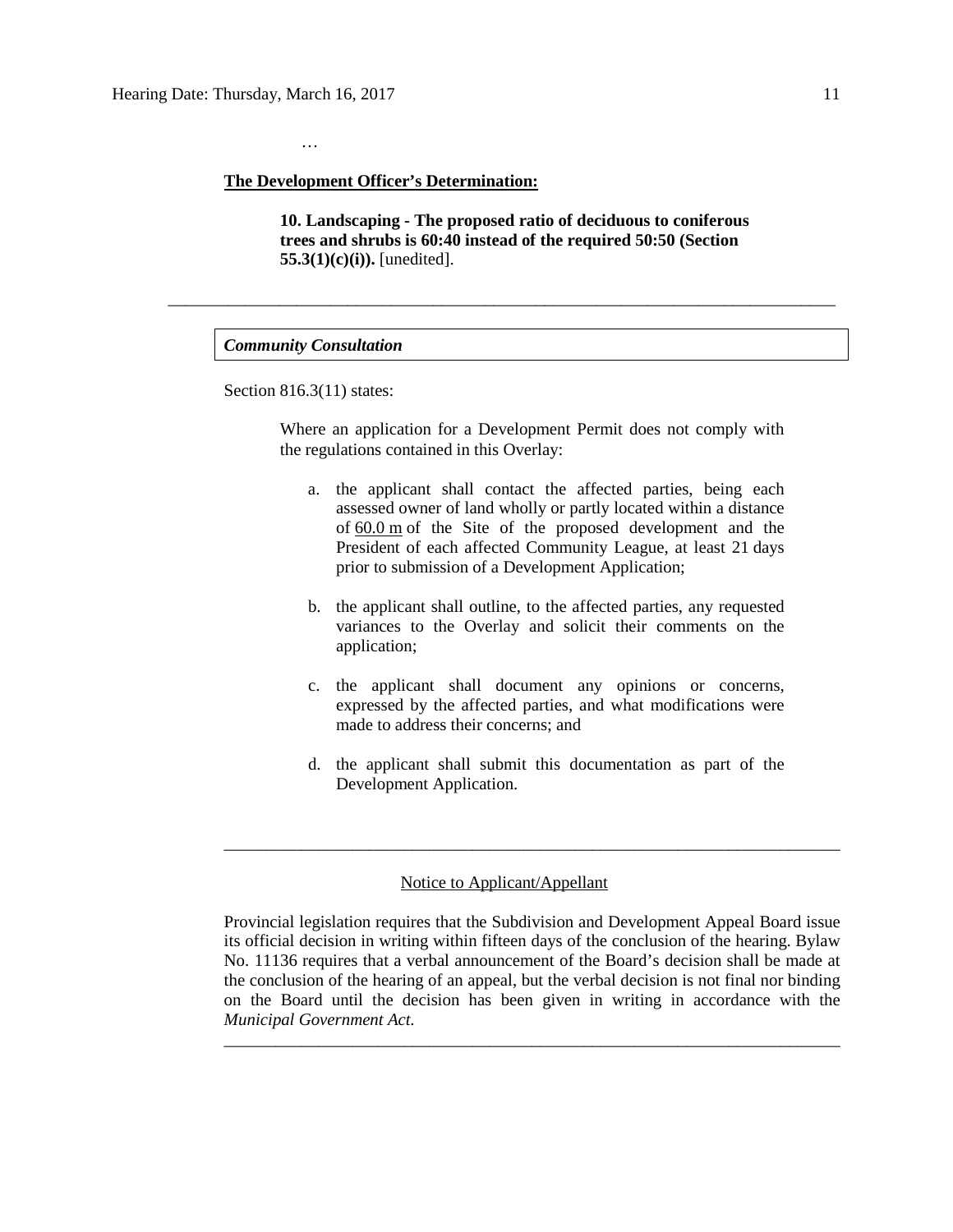…

**The Development Officer's Determination:**

> **10. Landscaping - The proposed ratio of deciduous to coniferous trees and shrubs is 60:40 instead of the required 50:50 (Section 55.3(1)(c)(i)).** [unedited].

---

***Community Consultation***

Section 816.3(11) states:

> Where an application for a Development Permit does not comply with the regulations contained in this Overlay:
>
> a. the applicant shall contact the affected parties, being each assessed owner of land wholly or partly located within a distance of 60.0 m of the Site of the proposed development and the President of each affected Community League, at least 21 days prior to submission of a Development Application;
>
> b. the applicant shall outline, to the affected parties, any requested variances to the Overlay and solicit their comments on the application;
>
> c. the applicant shall document any opinions or concerns, expressed by the affected parties, and what modifications were made to address their concerns; and
>
> d. the applicant shall submit this documentation as part of the Development Application.

---

Notice to Applicant/Appellant

Provincial legislation requires that the Subdivision and Development Appeal Board issue its official decision in writing within fifteen days of the conclusion of the hearing. Bylaw No. 11136 requires that a verbal announcement of the Board's decision shall be made at the conclusion of the hearing of an appeal, but the verbal decision is not final nor binding on the Board until the decision has been given in writing in accordance with the *Municipal Government Act.*

---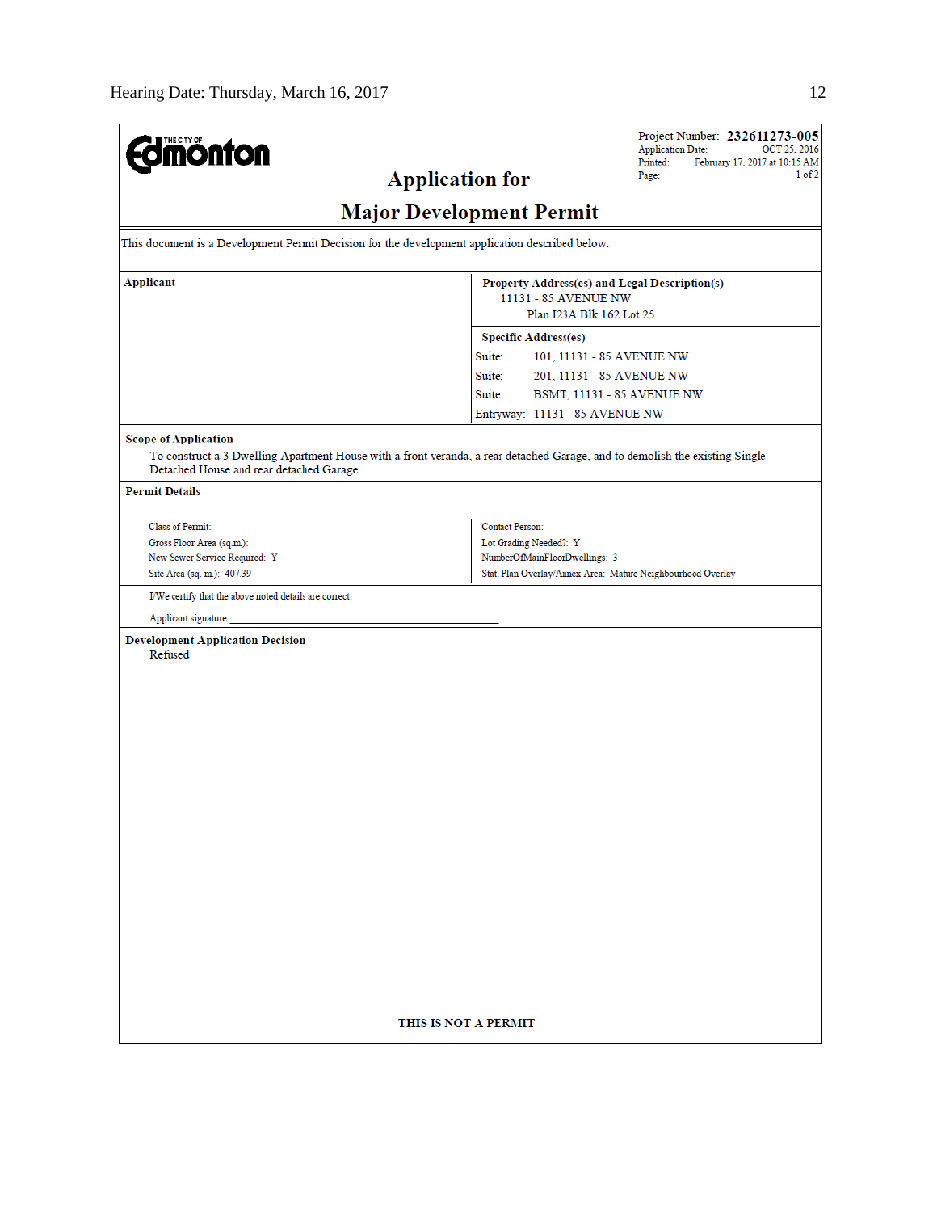THE CITY OF Edmonton

Project Number: **232611273-005**
Application Date: OCT 25, 2016
Printed: February 17, 2017 at 10:15 AM
Page: 1 of 2

# Application for

# Major Development Permit

This document is a Development Permit Decision for the development application described below.

| **Applicant** | **Property Address(es) and Legal Description(s)** |
|---|---|
| | 11131 - 85 AVENUE NW<br>Plan I23A Blk 162 Lot 25 |
| | **Specific Address(es)** |
| | Suite: 101, 11131 - 85 AVENUE NW |
| | Suite: 201, 11131 - 85 AVENUE NW |
| | Suite: BSMT, 11131 - 85 AVENUE NW |
| | Entryway: 11131 - 85 AVENUE NW |

**Scope of Application**

To construct a 3 Dwelling Apartment House with a front veranda, a rear detached Garage, and to demolish the existing Single Detached House and rear detached Garage.

**Permit Details**

| | |
|---|---|
| Class of Permit: | Contact Person: |
| Gross Floor Area (sq.m.): | Lot Grading Needed?: Y |
| New Sewer Service Required: Y | NumberOfMainFloorDwellings: 3 |
| Site Area (sq. m.): 407.39 | Stat. Plan Overlay/Annex Area: Mature Neighbourhood Overlay |

I/We certify that the above noted details are correct.

Applicant signature: ______________________________

**Development Application Decision**

Refused

**THIS IS NOT A PERMIT**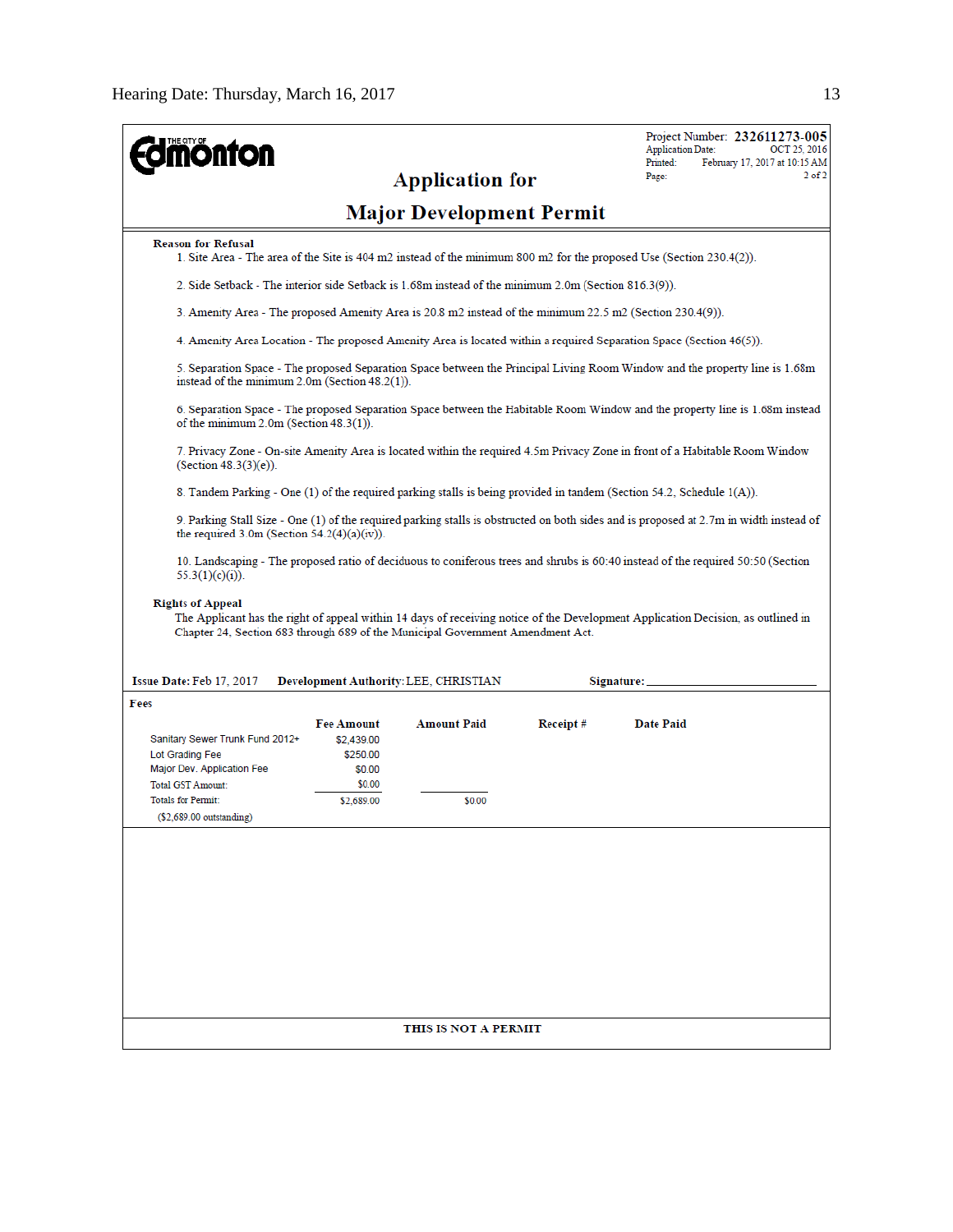THE CITY OF Edmonton

Project Number: **232611273-005**
Application Date: OCT 25, 2016
Printed: February 17, 2017 at 10:15 AM
Page: 2 of 2

## Application for

## Major Development Permit

**Reason for Refusal**

1. Site Area - The area of the Site is 404 m2 instead of the minimum 800 m2 for the proposed Use (Section 230.4(2)).

2. Side Setback - The interior side Setback is 1.68m instead of the minimum 2.0m (Section 816.3(9)).

3. Amenity Area - The proposed Amenity Area is 20.8 m2 instead of the minimum 22.5 m2 (Section 230.4(9)).

4. Amenity Area Location - The proposed Amenity Area is located within a required Separation Space (Section 46(5)).

5. Separation Space - The proposed Separation Space between the Principal Living Room Window and the property line is 1.68m instead of the minimum 2.0m (Section 48.2(1)).

6. Separation Space - The proposed Separation Space between the Habitable Room Window and the property line is 1.68m instead of the minimum 2.0m (Section 48.3(1)).

7. Privacy Zone - On-site Amenity Area is located within the required 4.5m Privacy Zone in front of a Habitable Room Window (Section 48.3(3)(e)).

8. Tandem Parking - One (1) of the required parking stalls is being provided in tandem (Section 54.2, Schedule 1(A)).

9. Parking Stall Size - One (1) of the required parking stalls is obstructed on both sides and is proposed at 2.7m in width instead of the required 3.0m (Section 54.2(4)(a)(iv)).

10. Landscaping - The proposed ratio of deciduous to coniferous trees and shrubs is 60:40 instead of the required 50:50 (Section 55.3(1)(c)(i)).

**Rights of Appeal**

The Applicant has the right of appeal within 14 days of receiving notice of the Development Application Decision, as outlined in Chapter 24, Section 683 through 689 of the Municipal Government Amendment Act.

**Issue Date:** Feb 17, 2017 **Development Authority:** LEE, CHRISTIAN **Signature:** ____________________

**Fees**

| | Fee Amount | Amount Paid | Receipt # | Date Paid |
|---|---|---|---|---|
| Sanitary Sewer Trunk Fund 2012+ | $2,439.00 | | | |
| Lot Grading Fee | $250.00 | | | |
| Major Dev. Application Fee | $0.00 | | | |
| Total GST Amount: | $0.00 | | | |
| Totals for Permit: | $2,689.00 | $0.00 | | |
| ($2,689.00 outstanding) | | | | |

**THIS IS NOT A PERMIT**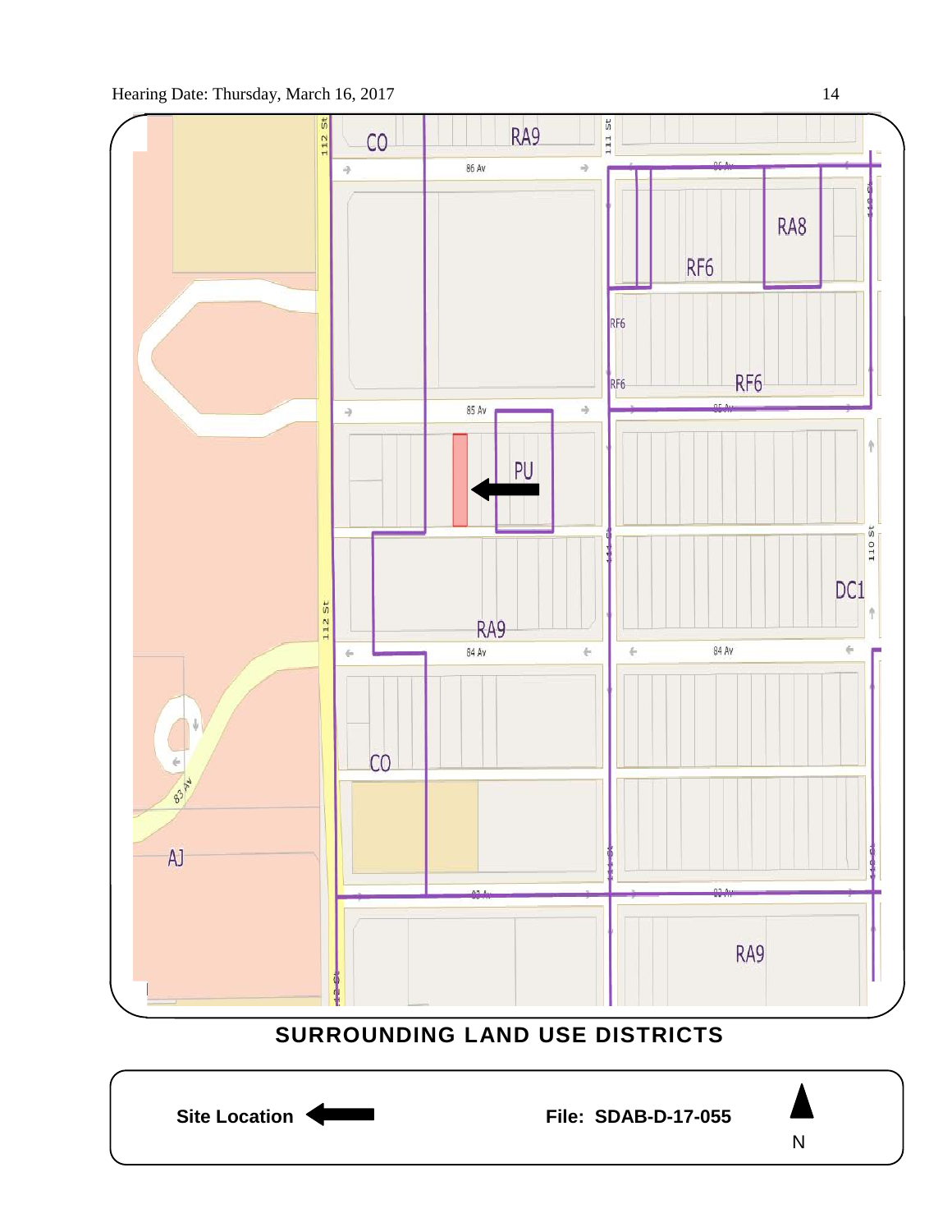CO

RA9

112 St

111 St

86 Av

RA8

RF6

RF6

RF6

RF6

85 Av

PU

110 St

DC1

RA9

112 St

84 Av

84 Av

CO

83 Av

AJ

RA9

**SURROUNDING LAND USE DISTRICTS**

**Site Location**

**File: SDAB-D-17-055**

N